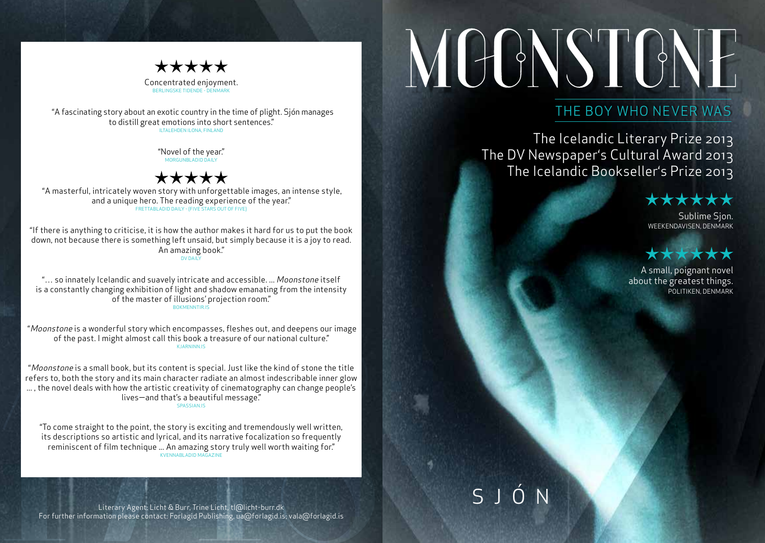# MOONSTONE

## THE BOY WHO NEVER WAS

The Icelandic Literary Prize 2013
The DV Newspaper's Cultural Award 2013
The Icelandic Bookseller's Prize 2013

★★★★★★

Sublime Sjon.
WEEKENDAVISEN, DENMARK

★★★★★★

A small, poignant novel about the greatest things.
POLITIKEN, DENMARK

SJÓN

★★★★★

Concentrated enjoyment.
BERLINGSKE TIDENDE - DENMARK

"A fascinating story about an exotic country in the time of plight. Sjón manages to distill great emotions into short sentences."
ILTALEHDEN ILONA, FINLAND

"Novel of the year."
MORGUNBLADID DAILY

★★★★★

"A masterful, intricately woven story with unforgettable images, an intense style, and a unique hero. The reading experience of the year."
FRETTABLADID DAILY - (FIVE STARS OUT OF FIVE)

"If there is anything to criticise, it is how the author makes it hard for us to put the book down, not because there is something left unsaid, but simply because it is a joy to read. An amazing book."
DV DAILY

"… so innately Icelandic and suavely intricate and accessible. … *Moonstone* itself is a constantly changing exhibition of light and shadow emanating from the intensity of the master of illusions' projection room."
BOKMENNTIR.IS

"*Moonstone* is a wonderful story which encompasses, fleshes out, and deepens our image of the past. I might almost call this book a treasure of our national culture."
KJARNINN.IS

"*Moonstone* is a small book, but its content is special. Just like the kind of stone the title refers to, both the story and its main character radiate an almost indescribable inner glow … , the novel deals with how the artistic creativity of cinematography can change people's lives—and that's a beautiful message."
SPASSIAN.IS

"To come straight to the point, the story is exciting and tremendously well written, its descriptions so artistic and lyrical, and its narrative focalization so frequently reminiscent of film technique … An amazing story truly well worth waiting for."
KVENNABLADID MAGAZINE

Literary Agent: Licht & Burr, Trine Licht, tl@licht-burr.dk
For further information please contact: Forlagid Publishing, ua@forlagid.is; vala@forlagid.is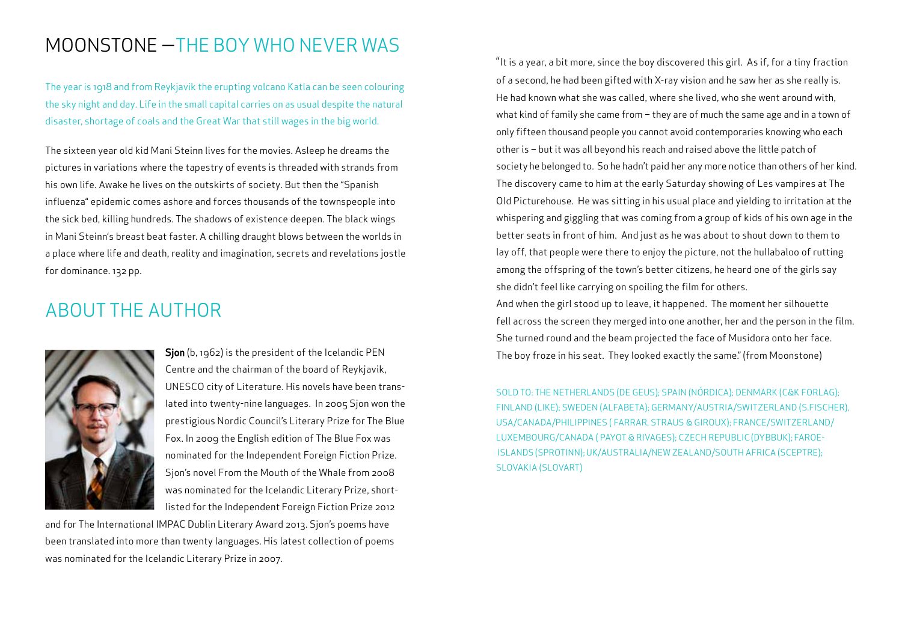# MOONSTONE – THE BOY WHO NEVER WAS

The year is 1918 and from Reykjavik the erupting volcano Katla can be seen colouring the sky night and day. Life in the small capital carries on as usual despite the natural disaster, shortage of coals and the Great War that still wages in the big world.

The sixteen year old kid Mani Steinn lives for the movies. Asleep he dreams the pictures in variations where the tapestry of events is threaded with strands from his own life. Awake he lives on the outskirts of society. But then the "Spanish influenza" epidemic comes ashore and forces thousands of the townspeople into the sick bed, killing hundreds. The shadows of existence deepen. The black wings in Mani Steinn's breast beat faster. A chilling draught blows between the worlds in a place where life and death, reality and imagination, secrets and revelations jostle for dominance. 132 pp.

## ABOUT THE AUTHOR

**Sjon** (b, 1962) is the president of the Icelandic PEN Centre and the chairman of the board of Reykjavik, UNESCO city of Literature. His novels have been translated into twenty-nine languages. In 2005 Sjon won the prestigious Nordic Council's Literary Prize for The Blue Fox. In 2009 the English edition of The Blue Fox was nominated for the Independent Foreign Fiction Prize. Sjon's novel From the Mouth of the Whale from 2008 was nominated for the Icelandic Literary Prize, shortlisted for the Independent Foreign Fiction Prize 2012 and for The International IMPAC Dublin Literary Award 2013. Sjon's poems have been translated into more than twenty languages. His latest collection of poems was nominated for the Icelandic Literary Prize in 2007.

"It is a year, a bit more, since the boy discovered this girl. As if, for a tiny fraction of a second, he had been gifted with X-ray vision and he saw her as she really is. He had known what she was called, where she lived, who she went around with, what kind of family she came from – they are of much the same age and in a town of only fifteen thousand people you cannot avoid contemporaries knowing who each other is – but it was all beyond his reach and raised above the little patch of society he belonged to. So he hadn't paid her any more notice than others of her kind. The discovery came to him at the early Saturday showing of Les vampires at The Old Picturehouse. He was sitting in his usual place and yielding to irritation at the whispering and giggling that was coming from a group of kids of his own age in the better seats in front of him. And just as he was about to shout down to them to lay off, that people were there to enjoy the picture, not the hullabaloo of rutting among the offspring of the town's better citizens, he heard one of the girls say she didn't feel like carrying on spoiling the film for others.
And when the girl stood up to leave, it happened. The moment her silhouette fell across the screen they merged into one another, her and the person in the film. She turned round and the beam projected the face of Musidora onto her face. The boy froze in his seat. They looked exactly the same." (from Moonstone)

SOLD TO: THE NETHERLANDS (DE GEUS); SPAIN (NÓRDICA); DENMARK (C&K FORLAG); FINLAND (LIKE); SWEDEN (ALFABETA); GERMANY/AUSTRIA/SWITZERLAND (S.FISCHER), USA/CANADA/PHILIPPINES ( FARRAR, STRAUS & GIROUX); FRANCE/SWITZERLAND/ LUXEMBOURG/CANADA ( PAYOT & RIVAGES); CZECH REPUBLIC (DYBBUK); FAROE- ISLANDS (SPROTINN); UK/AUSTRALIA/NEW ZEALAND/SOUTH AFRICA (SCEPTRE); SLOVAKIA (SLOVART)